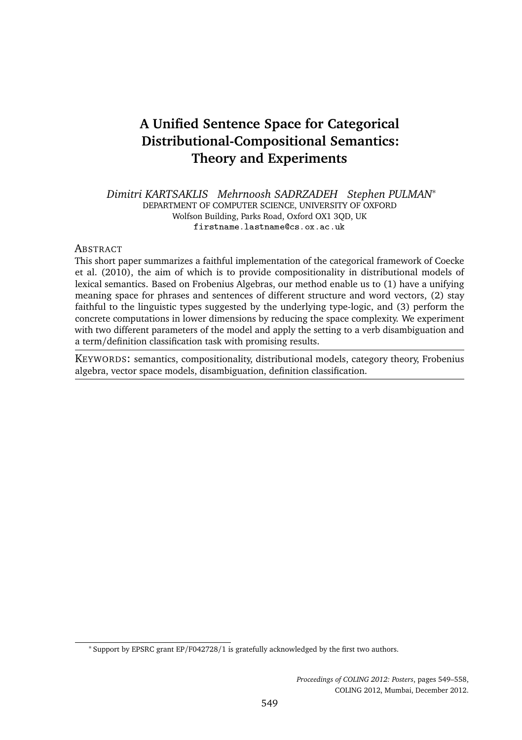# A Unified Sentence Space for Categorical Distributional-Compositional Semantics: Theory and Experiments

*Dimitri KARTSAKLIS   Mehrnoosh SADRZADEH   Stephen PULMAN*[*]

DEPARTMENT OF COMPUTER SCIENCE, UNIVERSITY OF OXFORD

Wolfson Building, Parks Road, Oxford OX1 3QD, UK

`firstname.lastname@cs.ox.ac.uk`

## Abstract

This short paper summarizes a faithful implementation of the categorical framework of Coecke et al. (2010), the aim of which is to provide compositionality in distributional models of lexical semantics. Based on Frobenius Algebras, our method enable us to (1) have a unifying meaning space for phrases and sentences of different structure and word vectors, (2) stay faithful to the linguistic types suggested by the underlying type-logic, and (3) perform the concrete computations in lower dimensions by reducing the space complexity. We experiment with two different parameters of the model and apply the setting to a verb disambiguation and a term/definition classification task with promising results.

KEYWORDS: semantics, compositionality, distributional models, category theory, Frobenius algebra, vector space models, disambiguation, definition classification.

---

[*] Support by EPSRC grant EP/F042728/1 is gratefully acknowledged by the first two authors.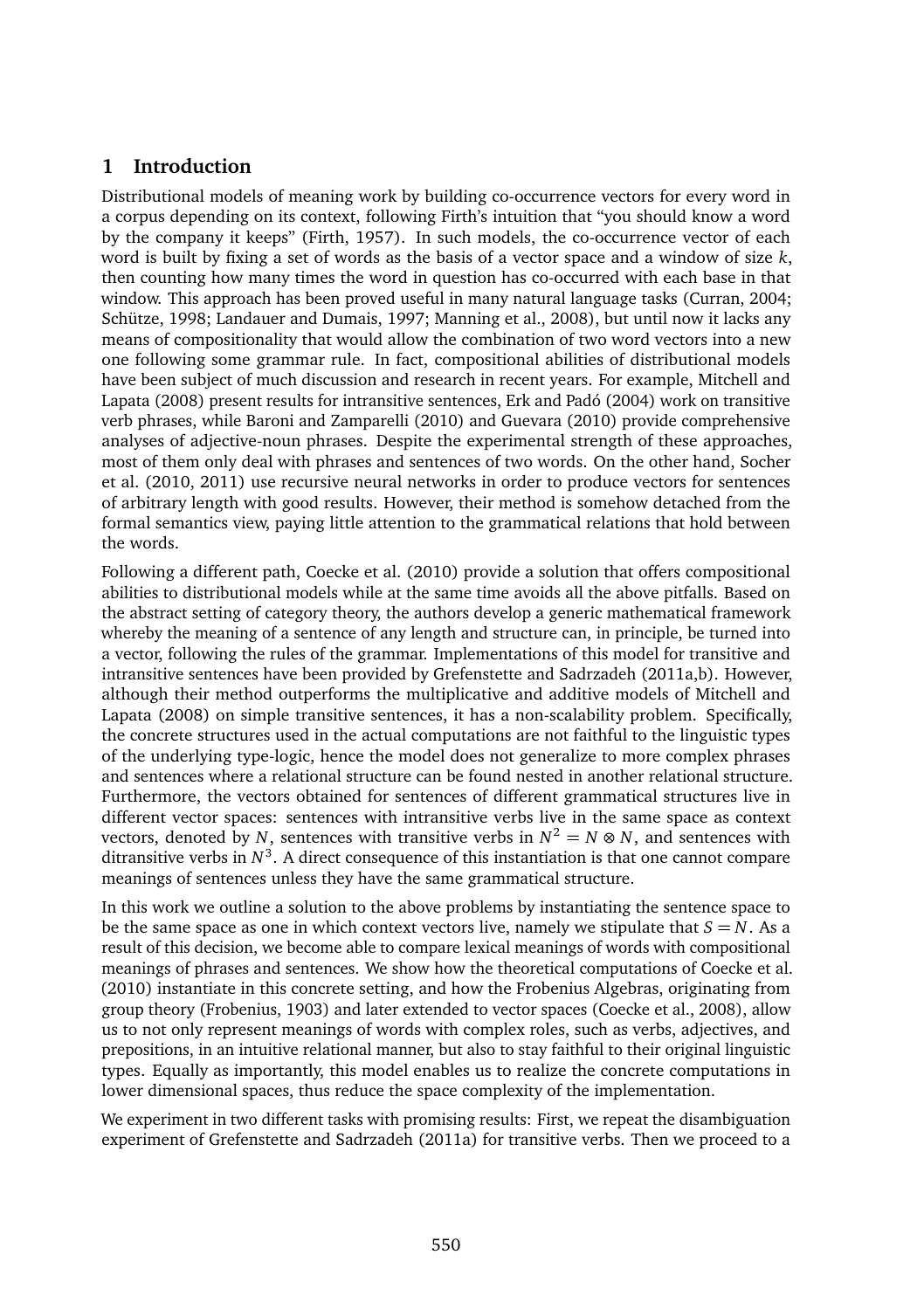## 1 Introduction

Distributional models of meaning work by building co-occurrence vectors for every word in a corpus depending on its context, following Firth's intuition that "you should know a word by the company it keeps" (Firth, 1957). In such models, the co-occurrence vector of each word is built by fixing a set of words as the basis of a vector space and a window of size $k$, then counting how many times the word in question has co-occurred with each base in that window. This approach has been proved useful in many natural language tasks (Curran, 2004; Schütze, 1998; Landauer and Dumais, 1997; Manning et al., 2008), but until now it lacks any means of compositionality that would allow the combination of two word vectors into a new one following some grammar rule. In fact, compositional abilities of distributional models have been subject of much discussion and research in recent years. For example, Mitchell and Lapata (2008) present results for intransitive sentences, Erk and Padó (2004) work on transitive verb phrases, while Baroni and Zamparelli (2010) and Guevara (2010) provide comprehensive analyses of adjective-noun phrases. Despite the experimental strength of these approaches, most of them only deal with phrases and sentences of two words. On the other hand, Socher et al. (2010, 2011) use recursive neural networks in order to produce vectors for sentences of arbitrary length with good results. However, their method is somehow detached from the formal semantics view, paying little attention to the grammatical relations that hold between the words.

Following a different path, Coecke et al. (2010) provide a solution that offers compositional abilities to distributional models while at the same time avoids all the above pitfalls. Based on the abstract setting of category theory, the authors develop a generic mathematical framework whereby the meaning of a sentence of any length and structure can, in principle, be turned into a vector, following the rules of the grammar. Implementations of this model for transitive and intransitive sentences have been provided by Grefenstette and Sadrzadeh (2011a,b). However, although their method outperforms the multiplicative and additive models of Mitchell and Lapata (2008) on simple transitive sentences, it has a non-scalability problem. Specifically, the concrete structures used in the actual computations are not faithful to the linguistic types of the underlying type-logic, hence the model does not generalize to more complex phrases and sentences where a relational structure can be found nested in another relational structure. Furthermore, the vectors obtained for sentences of different grammatical structures live in different vector spaces: sentences with intransitive verbs live in the same space as context vectors, denoted by $N$, sentences with transitive verbs in $N^2 = N \otimes N$, and sentences with ditransitive verbs in $N^3$. A direct consequence of this instantiation is that one cannot compare meanings of sentences unless they have the same grammatical structure.

In this work we outline a solution to the above problems by instantiating the sentence space to be the same space as one in which context vectors live, namely we stipulate that $S = N$. As a result of this decision, we become able to compare lexical meanings of words with compositional meanings of phrases and sentences. We show how the theoretical computations of Coecke et al. (2010) instantiate in this concrete setting, and how the Frobenius Algebras, originating from group theory (Frobenius, 1903) and later extended to vector spaces (Coecke et al., 2008), allow us to not only represent meanings of words with complex roles, such as verbs, adjectives, and prepositions, in an intuitive relational manner, but also to stay faithful to their original linguistic types. Equally as importantly, this model enables us to realize the concrete computations in lower dimensional spaces, thus reduce the space complexity of the implementation.

We experiment in two different tasks with promising results: First, we repeat the disambiguation experiment of Grefenstette and Sadrzadeh (2011a) for transitive verbs. Then we proceed to a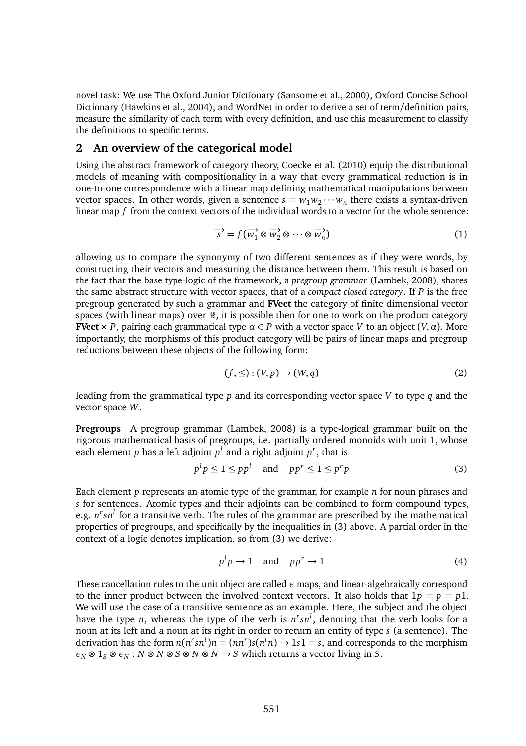novel task: We use The Oxford Junior Dictionary (Sansome et al., 2000), Oxford Concise School Dictionary (Hawkins et al., 2004), and WordNet in order to derive a set of term/definition pairs, measure the similarity of each term with every definition, and use this measurement to classify the definitions to specific terms.

## 2 An overview of the categorical model

Using the abstract framework of category theory, Coecke et al. (2010) equip the distributional models of meaning with compositionality in a way that every grammatical reduction is in one-to-one correspondence with a linear map defining mathematical manipulations between vector spaces. In other words, given a sentence $s = w_1 w_2 \cdots w_n$ there exists a syntax-driven linear map $f$ from the context vectors of the individual words to a vector for the whole sentence:

$$\overrightarrow{s} = f(\overrightarrow{w_1} \otimes \overrightarrow{w_2} \otimes \cdots \otimes \overrightarrow{w_n}) \tag{1}$$

allowing us to compare the synonymy of two different sentences as if they were words, by constructing their vectors and measuring the distance between them. This result is based on the fact that the base type-logic of the framework, a *pregroup grammar* (Lambek, 2008), shares the same abstract structure with vector spaces, that of a *compact closed category*. If $P$ is the free pregroup generated by such a grammar and **FVect** the category of finite dimensional vector spaces (with linear maps) over $\mathbb{R}$, it is possible then for one to work on the product category **FVect** $\times P$, pairing each grammatical type $\alpha \in P$ with a vector space $V$ to an object $(V, \alpha)$. More importantly, the morphisms of this product category will be pairs of linear maps and pregroup reductions between these objects of the following form:

$$(f, \leq) : (V, p) \rightarrow (W, q) \tag{2}$$

leading from the grammatical type $p$ and its corresponding vector space $V$ to type $q$ and the vector space $W$.

**Pregroups** A pregroup grammar (Lambek, 2008) is a type-logical grammar built on the rigorous mathematical basis of pregroups, i.e. partially ordered monoids with unit 1, whose each element $p$ has a left adjoint $p^l$ and a right adjoint $p^r$, that is

$$p^l p \leq 1 \leq p p^l \quad \text{and} \quad p p^r \leq 1 \leq p^r p \tag{3}$$

Each element $p$ represents an atomic type of the grammar, for example $n$ for noun phrases and $s$ for sentences. Atomic types and their adjoints can be combined to form compound types, e.g. $n^r s n^l$ for a transitive verb. The rules of the grammar are prescribed by the mathematical properties of pregroups, and specifically by the inequalities in (3) above. A partial order in the context of a logic denotes implication, so from (3) we derive:

$$p^l p \rightarrow 1 \quad \text{and} \quad p p^r \rightarrow 1 \tag{4}$$

These cancellation rules to the unit object are called $\epsilon$ maps, and linear-algebraically correspond to the inner product between the involved context vectors. It also holds that $1p = p = p1$. We will use the case of a transitive sentence as an example. Here, the subject and the object have the type $n$, whereas the type of the verb is $n^r s n^l$, denoting that the verb looks for a noun at its left and a noun at its right in order to return an entity of type $s$ (a sentence). The derivation has the form $n(n^r s n^l)n = (nn^r)s(n^l n) \rightarrow 1s1 = s$, and corresponds to the morphism $\epsilon_N \otimes 1_S \otimes \epsilon_N : N \otimes N \otimes S \otimes N \otimes N \rightarrow S$ which returns a vector living in $S$.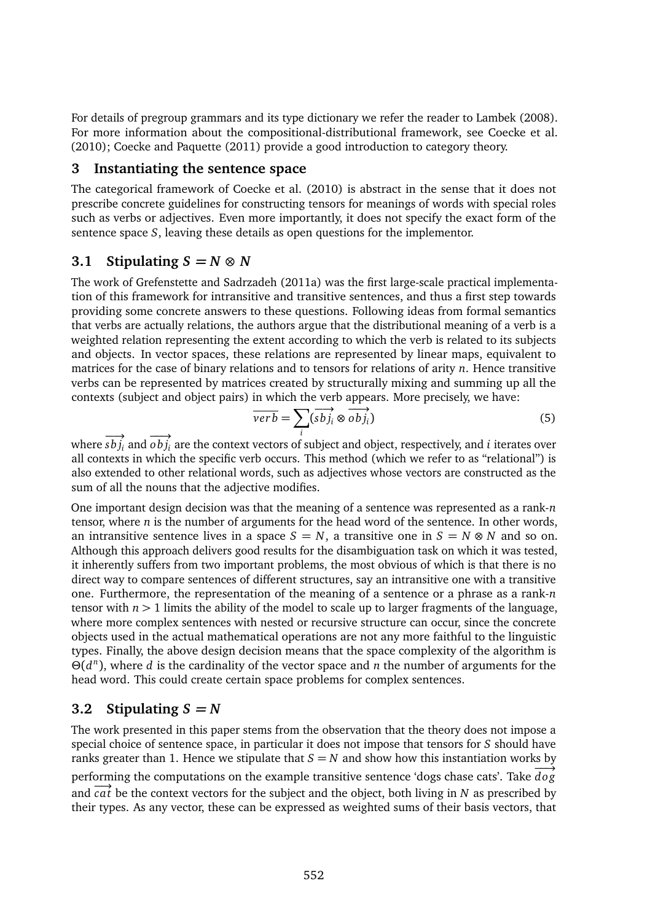For details of pregroup grammars and its type dictionary we refer the reader to Lambek (2008). For more information about the compositional-distributional framework, see Coecke et al. (2010); Coecke and Paquette (2011) provide a good introduction to category theory.

## 3 Instantiating the sentence space

The categorical framework of Coecke et al. (2010) is abstract in the sense that it does not prescribe concrete guidelines for constructing tensors for meanings of words with special roles such as verbs or adjectives. Even more importantly, it does not specify the exact form of the sentence space $S$, leaving these details as open questions for the implementor.

### 3.1 Stipulating $S = N \otimes N$

The work of Grefenstette and Sadrzadeh (2011a) was the first large-scale practical implementation of this framework for intransitive and transitive sentences, and thus a first step towards providing some concrete answers to these questions. Following ideas from formal semantics that verbs are actually relations, the authors argue that the distributional meaning of a verb is a weighted relation representing the extent according to which the verb is related to its subjects and objects. In vector spaces, these relations are represented by linear maps, equivalent to matrices for the case of binary relations and to tensors for relations of arity $n$. Hence transitive verbs can be represented by matrices created by structurally mixing and summing up all the contexts (subject and object pairs) in which the verb appears. More precisely, we have:

$$\overline{verb} = \sum_i (\overrightarrow{sbj_i} \otimes \overrightarrow{obj_i}) \tag{5}$$

where $\overrightarrow{sbj_i}$ and $\overrightarrow{obj_i}$ are the context vectors of subject and object, respectively, and $i$ iterates over all contexts in which the specific verb occurs. This method (which we refer to as "relational") is also extended to other relational words, such as adjectives whose vectors are constructed as the sum of all the nouns that the adjective modifies.

One important design decision was that the meaning of a sentence was represented as a rank-$n$ tensor, where $n$ is the number of arguments for the head word of the sentence. In other words, an intransitive sentence lives in a space $S = N$, a transitive one in $S = N \otimes N$ and so on. Although this approach delivers good results for the disambiguation task on which it was tested, it inherently suffers from two important problems, the most obvious of which is that there is no direct way to compare sentences of different structures, say an intransitive one with a transitive one. Furthermore, the representation of the meaning of a sentence or a phrase as a rank-$n$ tensor with $n > 1$ limits the ability of the model to scale up to larger fragments of the language, where more complex sentences with nested or recursive structure can occur, since the concrete objects used in the actual mathematical operations are not any more faithful to the linguistic types. Finally, the above design decision means that the space complexity of the algorithm is $\Theta(d^n)$, where $d$ is the cardinality of the vector space and $n$ the number of arguments for the head word. This could create certain space problems for complex sentences.

### 3.2 Stipulating $S = N$

The work presented in this paper stems from the observation that the theory does not impose a special choice of sentence space, in particular it does not impose that tensors for $S$ should have ranks greater than 1. Hence we stipulate that $S = N$ and show how this instantiation works by performing the computations on the example transitive sentence 'dogs chase cats'. Take $\overrightarrow{dog}$ and $\overrightarrow{cat}$ be the context vectors for the subject and the object, both living in $N$ as prescribed by their types. As any vector, these can be expressed as weighted sums of their basis vectors, that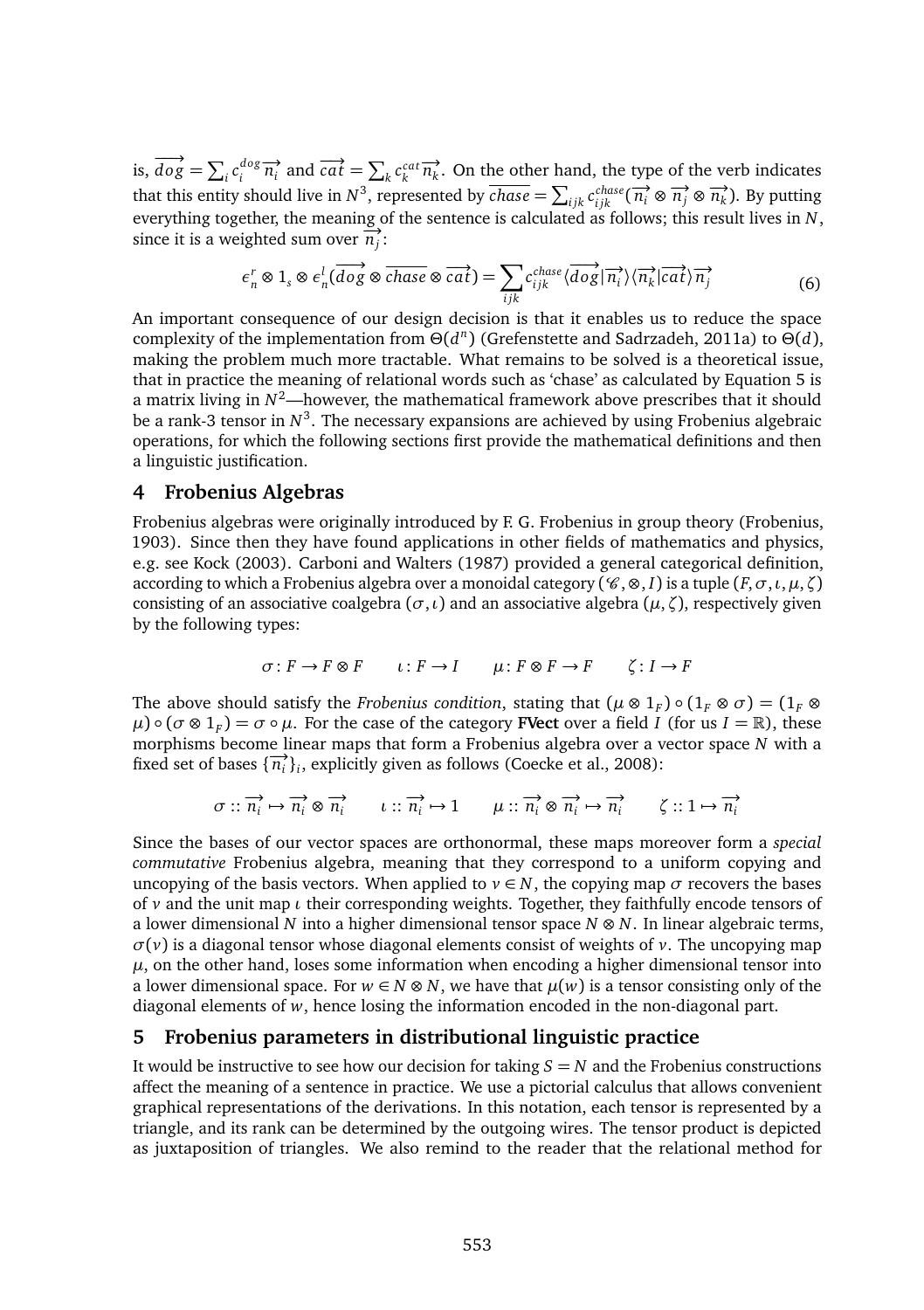is, $\overrightarrow{dog} = \sum_i c_i^{dog} \overrightarrow{n_i}$ and $\overrightarrow{cat} = \sum_k c_k^{cat} \overrightarrow{n_k}$. On the other hand, the type of the verb indicates that this entity should live in $N^3$, represented by $\overline{chase} = \sum_{ijk} c_{ijk}^{chase} (\overrightarrow{n_i} \otimes \overrightarrow{n_j} \otimes \overrightarrow{n_k})$. By putting everything together, the meaning of the sentence is calculated as follows; this result lives in $N$, since it is a weighted sum over $\overrightarrow{n_j}$:

$$\epsilon_n^r \otimes 1_s \otimes \epsilon_n^l (\overrightarrow{dog} \otimes \overline{chase} \otimes \overrightarrow{cat}) = \sum_{ijk} c_{ijk}^{chase} \langle \overrightarrow{dog} | \overrightarrow{n_i} \rangle \langle \overrightarrow{n_k} | \overrightarrow{cat} \rangle \overrightarrow{n_j} \tag{6}$$

An important consequence of our design decision is that it enables us to reduce the space complexity of the implementation from $\Theta(d^n)$ (Grefenstette and Sadrzadeh, 2011a) to $\Theta(d)$, making the problem much more tractable. What remains to be solved is a theoretical issue, that in practice the meaning of relational words such as 'chase' as calculated by Equation 5 is a matrix living in $N^2$—however, the mathematical framework above prescribes that it should be a rank-3 tensor in $N^3$. The necessary expansions are achieved by using Frobenius algebraic operations, for which the following sections first provide the mathematical definitions and then a linguistic justification.

## 4 Frobenius Algebras

Frobenius algebras were originally introduced by F. G. Frobenius in group theory (Frobenius, 1903). Since then they have found applications in other fields of mathematics and physics, e.g. see Kock (2003). Carboni and Walters (1987) provided a general categorical definition, according to which a Frobenius algebra over a monoidal category $(\mathscr{C}, \otimes, I)$ is a tuple $(F, \sigma, \iota, \mu, \zeta)$ consisting of an associative coalgebra $(\sigma, \iota)$ and an associative algebra $(\mu, \zeta)$, respectively given by the following types:

$$\sigma : F \to F \otimes F \qquad \iota : F \to I \qquad \mu : F \otimes F \to F \qquad \zeta : I \to F$$

The above should satisfy the *Frobenius condition*, stating that $(\mu \otimes 1_F) \circ (1_F \otimes \sigma) = (1_F \otimes \mu) \circ (\sigma \otimes 1_F) = \sigma \circ \mu$. For the case of the category **FVect** over a field $I$ (for us $I = \mathbb{R}$), these morphisms become linear maps that form a Frobenius algebra over a vector space $N$ with a fixed set of bases $\{\overrightarrow{n_i}\}_i$, explicitly given as follows (Coecke et al., 2008):

$$\sigma :: \overrightarrow{n_i} \mapsto \overrightarrow{n_i} \otimes \overrightarrow{n_i} \qquad \iota :: \overrightarrow{n_i} \mapsto 1 \qquad \mu :: \overrightarrow{n_i} \otimes \overrightarrow{n_i} \mapsto \overrightarrow{n_i} \qquad \zeta :: 1 \mapsto \overrightarrow{n_i}$$

Since the bases of our vector spaces are orthonormal, these maps moreover form a *special commutative* Frobenius algebra, meaning that they correspond to a uniform copying and uncopying of the basis vectors. When applied to $v \in N$, the copying map $\sigma$ recovers the bases of $v$ and the unit map $\iota$ their corresponding weights. Together, they faithfully encode tensors of a lower dimensional $N$ into a higher dimensional tensor space $N \otimes N$. In linear algebraic terms, $\sigma(v)$ is a diagonal tensor whose diagonal elements consist of weights of $v$. The uncopying map $\mu$, on the other hand, loses some information when encoding a higher dimensional tensor into a lower dimensional space. For $w \in N \otimes N$, we have that $\mu(w)$ is a tensor consisting only of the diagonal elements of $w$, hence losing the information encoded in the non-diagonal part.

## 5 Frobenius parameters in distributional linguistic practice

It would be instructive to see how our decision for taking $S = N$ and the Frobenius constructions affect the meaning of a sentence in practice. We use a pictorial calculus that allows convenient graphical representations of the derivations. In this notation, each tensor is represented by a triangle, and its rank can be determined by the outgoing wires. The tensor product is depicted as juxtaposition of triangles. We also remind to the reader that the relational method for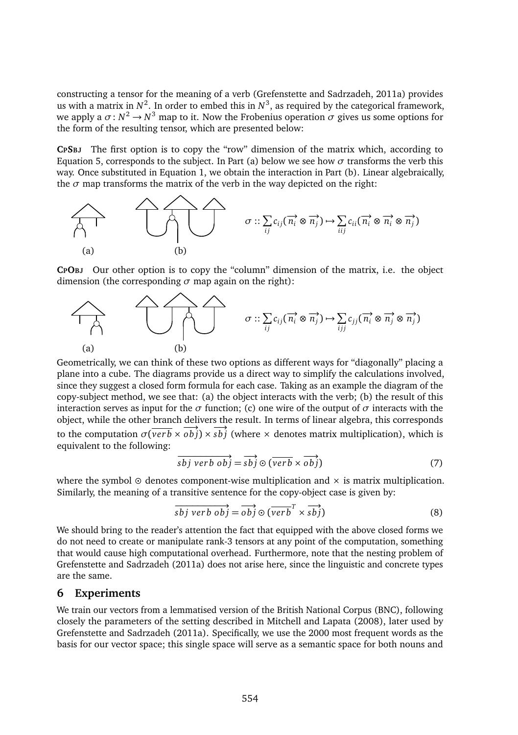constructing a tensor for the meaning of a verb (Grefenstette and Sadrzadeh, 2011a) provides us with a matrix in $N^2$. In order to embed this in $N^3$, as required by the categorical framework, we apply a $\sigma : N^2 \to N^3$ map to it. Now the Frobenius operation $\sigma$ gives us some options for the form of the resulting tensor, which are presented below:

**CpSbj** The first option is to copy the "row" dimension of the matrix which, according to Equation 5, corresponds to the subject. In Part (a) below we see how $\sigma$ transforms the verb this way. Once substituted in Equation 1, we obtain the interaction in Part (b). Linear algebraically, the $\sigma$ map transforms the matrix of the verb in the way depicted on the right:

(a) (b)

$$\sigma :: \sum_{ij} c_{ij} (\overrightarrow{n_i} \otimes \overrightarrow{n_j}) \mapsto \sum_{iij} c_{ii} (\overrightarrow{n_i} \otimes \overrightarrow{n_i} \otimes \overrightarrow{n_j})$$

**CpObj** Our other option is to copy the "column" dimension of the matrix, i.e. the object dimension (the corresponding $\sigma$ map again on the right):

(a) (b)

$$\sigma :: \sum_{ij} c_{ij} (\overrightarrow{n_i} \otimes \overrightarrow{n_j}) \mapsto \sum_{ijj} c_{jj} (\overrightarrow{n_i} \otimes \overrightarrow{n_j} \otimes \overrightarrow{n_j})$$

Geometrically, we can think of these two options as different ways for "diagonally" placing a plane into a cube. The diagrams provide us a direct way to simplify the calculations involved, since they suggest a closed form formula for each case. Taking as an example the diagram of the copy-subject method, we see that: (a) the object interacts with the verb; (b) the result of this interaction serves as input for the $\sigma$ function; (c) one wire of the output of $\sigma$ interacts with the object, while the other branch delivers the result. In terms of linear algebra, this corresponds to the computation $\sigma(\overline{verb} \times \overrightarrow{obj}) \times \overrightarrow{sbj}$ (where $\times$ denotes matrix multiplication), which is equivalent to the following:

$$\overrightarrow{sbj\ verb\ obj} = \overrightarrow{sbj} \odot (\overline{verb} \times \overrightarrow{obj}) \tag{7}$$

where the symbol $\odot$ denotes component-wise multiplication and $\times$ is matrix multiplication. Similarly, the meaning of a transitive sentence for the copy-object case is given by:

$$\overrightarrow{sbj\ verb\ obj} = \overrightarrow{obj} \odot (\overline{verb}^T \times \overrightarrow{sbj}) \tag{8}$$

We should bring to the reader's attention the fact that equipped with the above closed forms we do not need to create or manipulate rank-3 tensors at any point of the computation, something that would cause high computational overhead. Furthermore, note that the nesting problem of Grefenstette and Sadrzadeh (2011a) does not arise here, since the linguistic and concrete types are the same.

## 6 Experiments

We train our vectors from a lemmatised version of the British National Corpus (BNC), following closely the parameters of the setting described in Mitchell and Lapata (2008), later used by Grefenstette and Sadrzadeh (2011a). Specifically, we use the 2000 most frequent words as the basis for our vector space; this single space will serve as a semantic space for both nouns and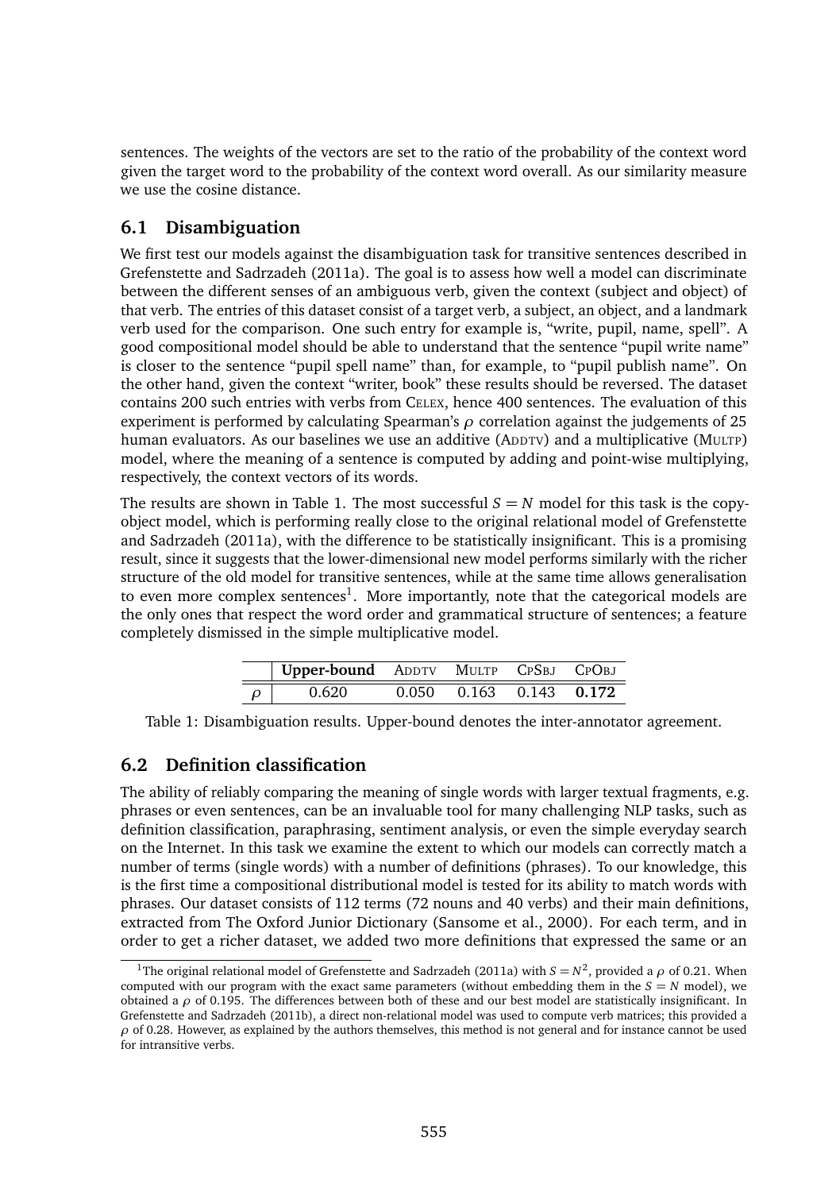sentences. The weights of the vectors are set to the ratio of the probability of the context word given the target word to the probability of the context word overall. As our similarity measure we use the cosine distance.

## 6.1 Disambiguation

We first test our models against the disambiguation task for transitive sentences described in Grefenstette and Sadrzadeh (2011a). The goal is to assess how well a model can discriminate between the different senses of an ambiguous verb, given the context (subject and object) of that verb. The entries of this dataset consist of a target verb, a subject, an object, and a landmark verb used for the comparison. One such entry for example is, "write, pupil, name, spell". A good compositional model should be able to understand that the sentence "pupil write name" is closer to the sentence "pupil spell name" than, for example, to "pupil publish name". On the other hand, given the context "writer, book" these results should be reversed. The dataset contains 200 such entries with verbs from CELEX, hence 400 sentences. The evaluation of this experiment is performed by calculating Spearman's $\rho$ correlation against the judgements of 25 human evaluators. As our baselines we use an additive (ADDTV) and a multiplicative (MULTP) model, where the meaning of a sentence is computed by adding and point-wise multiplying, respectively, the context vectors of its words.

The results are shown in Table 1. The most successful $S = N$ model for this task is the copy-object model, which is performing really close to the original relational model of Grefenstette and Sadrzadeh (2011a), with the difference to be statistically insignificant. This is a promising result, since it suggests that the lower-dimensional new model performs similarly with the richer structure of the old model for transitive sentences, while at the same time allows generalisation to even more complex sentences[1]. More importantly, note that the categorical models are the only ones that respect the word order and grammatical structure of sentences; a feature completely dismissed in the simple multiplicative model.

| | **Upper-bound** | ADDTV | MULTP | CPSBJ | CPOBJ |
|---|---|---|---|---|---|
| $\rho$ | 0.620 | 0.050 | 0.163 | 0.143 | **0.172** |

Table 1: Disambiguation results. Upper-bound denotes the inter-annotator agreement.

## 6.2 Definition classification

The ability of reliably comparing the meaning of single words with larger textual fragments, e.g. phrases or even sentences, can be an invaluable tool for many challenging NLP tasks, such as definition classification, paraphrasing, sentiment analysis, or even the simple everyday search on the Internet. In this task we examine the extent to which our models can correctly match a number of terms (single words) with a number of definitions (phrases). To our knowledge, this is the first time a compositional distributional model is tested for its ability to match words with phrases. Our dataset consists of 112 terms (72 nouns and 40 verbs) and their main definitions, extracted from The Oxford Junior Dictionary (Sansome et al., 2000). For each term, and in order to get a richer dataset, we added two more definitions that expressed the same or an

[1] The original relational model of Grefenstette and Sadrzadeh (2011a) with $S = N^2$, provided a $\rho$ of 0.21. When computed with our program with the exact same parameters (without embedding them in the $S = N$ model), we obtained a $\rho$ of 0.195. The differences between both of these and our best model are statistically insignificant. In Grefenstette and Sadrzadeh (2011b), a direct non-relational model was used to compute verb matrices; this provided a $\rho$ of 0.28. However, as explained by the authors themselves, this method is not general and for instance cannot be used for intransitive verbs.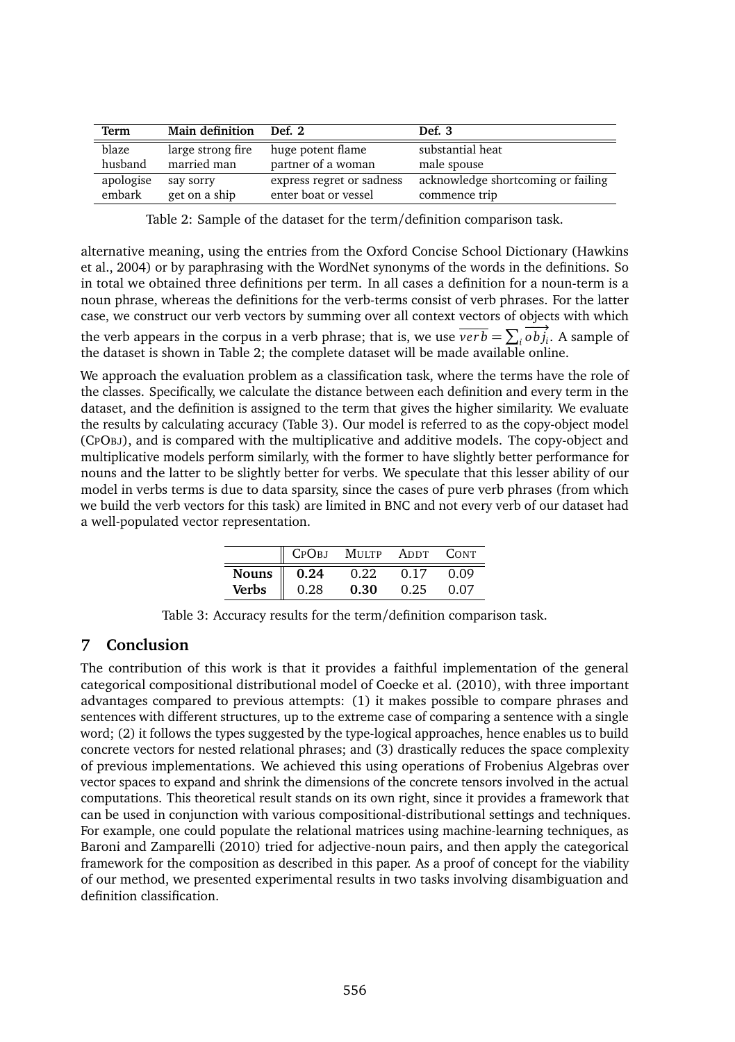| Term | Main definition | Def. 2 | Def. 3 |
|---|---|---|---|
| blaze | large strong fire | huge potent flame | substantial heat |
| husband | married man | partner of a woman | male spouse |
| apologise | say sorry | express regret or sadness | acknowledge shortcoming or failing |
| embark | get on a ship | enter boat or vessel | commence trip |

Table 2: Sample of the dataset for the term/definition comparison task.

alternative meaning, using the entries from the Oxford Concise School Dictionary (Hawkins et al., 2004) or by paraphrasing with the WordNet synonyms of the words in the definitions. So in total we obtained three definitions per term. In all cases a definition for a noun-term is a noun phrase, whereas the definitions for the verb-terms consist of verb phrases. For the latter case, we construct our verb vectors by summing over all context vectors of objects with which the verb appears in the corpus in a verb phrase; that is, we use $\overline{verb} = \sum_i \overrightarrow{obj_i}$. A sample of the dataset is shown in Table 2; the complete dataset will be made available online.

We approach the evaluation problem as a classification task, where the terms have the role of the classes. Specifically, we calculate the distance between each definition and every term in the dataset, and the definition is assigned to the term that gives the higher similarity. We evaluate the results by calculating accuracy (Table 3). Our model is referred to as the copy-object model (CpObj), and is compared with the multiplicative and additive models. The copy-object and multiplicative models perform similarly, with the former to have slightly better performance for nouns and the latter to be slightly better for verbs. We speculate that this lesser ability of our model in verbs terms is due to data sparsity, since the cases of pure verb phrases (from which we build the verb vectors for this task) are limited in BNC and not every verb of our dataset had a well-populated vector representation.

| | CpObj | Multp | Addt | Cont |
|---|---|---|---|---|
| **Nouns** | **0.24** | 0.22 | 0.17 | 0.09 |
| **Verbs** | 0.28 | **0.30** | 0.25 | 0.07 |

Table 3: Accuracy results for the term/definition comparison task.

## 7 Conclusion

The contribution of this work is that it provides a faithful implementation of the general categorical compositional distributional model of Coecke et al. (2010), with three important advantages compared to previous attempts: (1) it makes possible to compare phrases and sentences with different structures, up to the extreme case of comparing a sentence with a single word; (2) it follows the types suggested by the type-logical approaches, hence enables us to build concrete vectors for nested relational phrases; and (3) drastically reduces the space complexity of previous implementations. We achieved this using operations of Frobenius Algebras over vector spaces to expand and shrink the dimensions of the concrete tensors involved in the actual computations. This theoretical result stands on its own right, since it provides a framework that can be used in conjunction with various compositional-distributional settings and techniques. For example, one could populate the relational matrices using machine-learning techniques, as Baroni and Zamparelli (2010) tried for adjective-noun pairs, and then apply the categorical framework for the composition as described in this paper. As a proof of concept for the viability of our method, we presented experimental results in two tasks involving disambiguation and definition classification.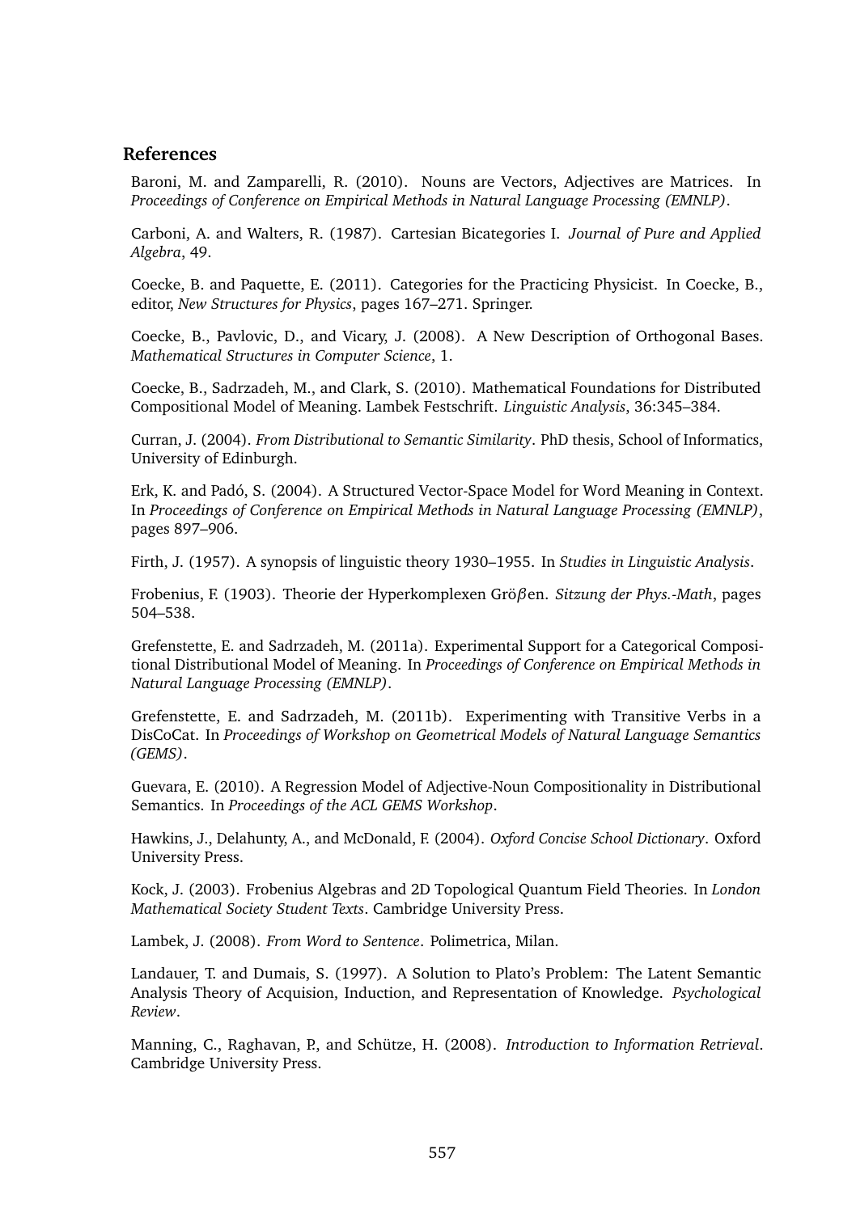## References

Baroni, M. and Zamparelli, R. (2010). Nouns are Vectors, Adjectives are Matrices. In *Proceedings of Conference on Empirical Methods in Natural Language Processing (EMNLP)*.

Carboni, A. and Walters, R. (1987). Cartesian Bicategories I. *Journal of Pure and Applied Algebra*, 49.

Coecke, B. and Paquette, E. (2011). Categories for the Practicing Physicist. In Coecke, B., editor, *New Structures for Physics*, pages 167–271. Springer.

Coecke, B., Pavlovic, D., and Vicary, J. (2008). A New Description of Orthogonal Bases. *Mathematical Structures in Computer Science*, 1.

Coecke, B., Sadrzadeh, M., and Clark, S. (2010). Mathematical Foundations for Distributed Compositional Model of Meaning. Lambek Festschrift. *Linguistic Analysis*, 36:345–384.

Curran, J. (2004). *From Distributional to Semantic Similarity*. PhD thesis, School of Informatics, University of Edinburgh.

Erk, K. and Padó, S. (2004). A Structured Vector-Space Model for Word Meaning in Context. In *Proceedings of Conference on Empirical Methods in Natural Language Processing (EMNLP)*, pages 897–906.

Firth, J. (1957). A synopsis of linguistic theory 1930–1955. In *Studies in Linguistic Analysis*.

Frobenius, F. (1903). Theorie der Hyperkomplexen Grö$\beta$en. *Sitzung der Phys.-Math*, pages 504–538.

Grefenstette, E. and Sadrzadeh, M. (2011a). Experimental Support for a Categorical Compositional Distributional Model of Meaning. In *Proceedings of Conference on Empirical Methods in Natural Language Processing (EMNLP)*.

Grefenstette, E. and Sadrzadeh, M. (2011b). Experimenting with Transitive Verbs in a DisCoCat. In *Proceedings of Workshop on Geometrical Models of Natural Language Semantics (GEMS)*.

Guevara, E. (2010). A Regression Model of Adjective-Noun Compositionality in Distributional Semantics. In *Proceedings of the ACL GEMS Workshop*.

Hawkins, J., Delahunty, A., and McDonald, F. (2004). *Oxford Concise School Dictionary*. Oxford University Press.

Kock, J. (2003). Frobenius Algebras and 2D Topological Quantum Field Theories. In *London Mathematical Society Student Texts*. Cambridge University Press.

Lambek, J. (2008). *From Word to Sentence*. Polimetrica, Milan.

Landauer, T. and Dumais, S. (1997). A Solution to Plato's Problem: The Latent Semantic Analysis Theory of Acquision, Induction, and Representation of Knowledge. *Psychological Review*.

Manning, C., Raghavan, P., and Schütze, H. (2008). *Introduction to Information Retrieval*. Cambridge University Press.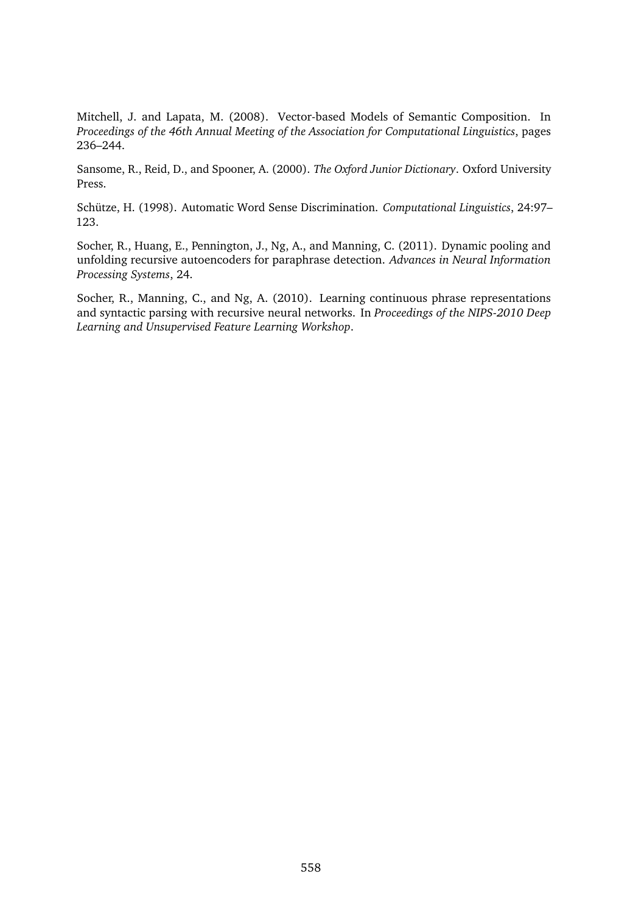Mitchell, J. and Lapata, M. (2008). Vector-based Models of Semantic Composition. In *Proceedings of the 46th Annual Meeting of the Association for Computational Linguistics*, pages 236–244.

Sansome, R., Reid, D., and Spooner, A. (2000). *The Oxford Junior Dictionary*. Oxford University Press.

Schütze, H. (1998). Automatic Word Sense Discrimination. *Computational Linguistics*, 24:97–123.

Socher, R., Huang, E., Pennington, J., Ng, A., and Manning, C. (2011). Dynamic pooling and unfolding recursive autoencoders for paraphrase detection. *Advances in Neural Information Processing Systems*, 24.

Socher, R., Manning, C., and Ng, A. (2010). Learning continuous phrase representations and syntactic parsing with recursive neural networks. In *Proceedings of the NIPS-2010 Deep Learning and Unsupervised Feature Learning Workshop*.